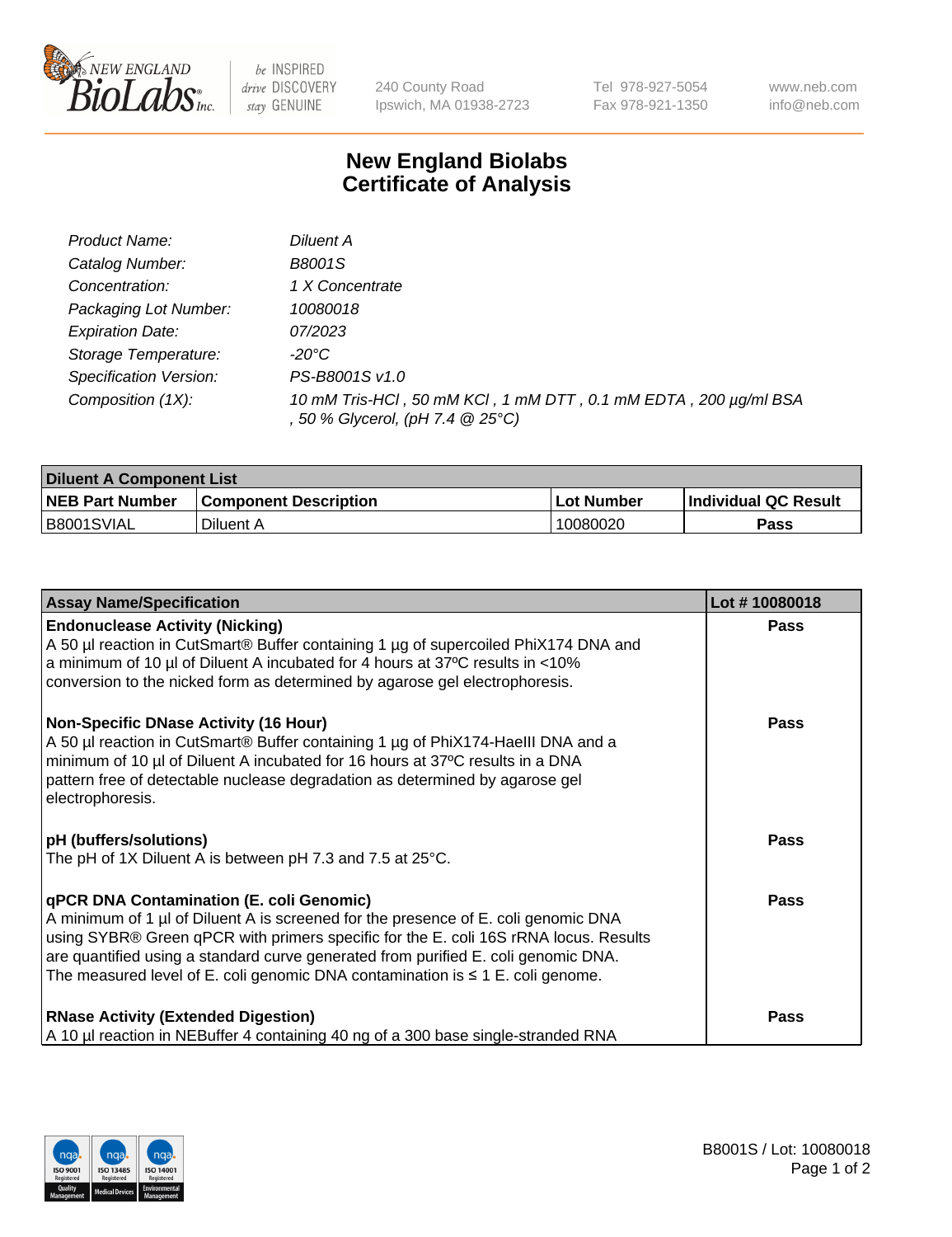# New England Biolabs Certificate of Analysis

| | |
|---|---|
| *Product Name:* | *Diluent A* |
| *Catalog Number:* | *B8001S* |
| *Concentration:* | *1 X Concentrate* |
| *Packaging Lot Number:* | *10080018* |
| *Expiration Date:* | *07/2023* |
| *Storage Temperature:* | *-20°C* |
| *Specification Version:* | *PS-B8001S v1.0* |
| *Composition (1X):* | *10 mM Tris-HCl , 50 mM KCl , 1 mM DTT , 0.1 mM EDTA , 200 µg/ml BSA , 50 % Glycerol, (pH 7.4 @ 25°C)* |

| **Diluent A Component List** | | | |
|---|---|---|---|
| **NEB Part Number** | **Component Description** | **Lot Number** | **Individual QC Result** |
| B8001SVIAL | Diluent A | 10080020 | **Pass** |

| **Assay Name/Specification** | **Lot # 10080018** |
|---|---|
| **Endonuclease Activity (Nicking)**<br>A 50 µl reaction in CutSmart® Buffer containing 1 µg of supercoiled PhiX174 DNA and a minimum of 10 µl of Diluent A incubated for 4 hours at 37ºC results in <10% conversion to the nicked form as determined by agarose gel electrophoresis. | **Pass** |
| **Non-Specific DNase Activity (16 Hour)**<br>A 50 µl reaction in CutSmart® Buffer containing 1 µg of PhiX174-HaeIII DNA and a minimum of 10 µl of Diluent A incubated for 16 hours at 37ºC results in a DNA pattern free of detectable nuclease degradation as determined by agarose gel electrophoresis. | **Pass** |
| **pH (buffers/solutions)**<br>The pH of 1X Diluent A is between pH 7.3 and 7.5 at 25°C. | **Pass** |
| **qPCR DNA Contamination (E. coli Genomic)**<br>A minimum of 1 µl of Diluent A is screened for the presence of E. coli genomic DNA using SYBR® Green qPCR with primers specific for the E. coli 16S rRNA locus. Results are quantified using a standard curve generated from purified E. coli genomic DNA. The measured level of E. coli genomic DNA contamination is ≤ 1 E. coli genome. | **Pass** |
| **RNase Activity (Extended Digestion)**<br>A 10 µl reaction in NEBuffer 4 containing 40 ng of a 300 base single-stranded RNA | **Pass** |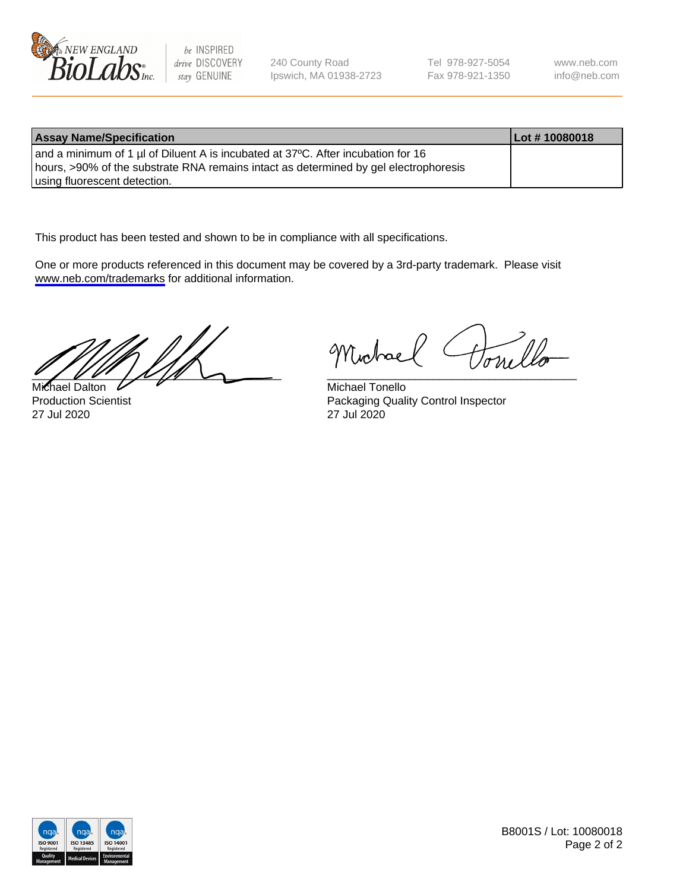| Assay Name/Specification | Lot # 10080018 |
|---|---|
| and a minimum of 1 µl of Diluent A is incubated at 37ºC. After incubation for 16 hours, >90% of the substrate RNA remains intact as determined by gel electrophoresis using fluorescent detection. | |

This product has been tested and shown to be in compliance with all specifications.

One or more products referenced in this document may be covered by a 3rd-party trademark. Please visit www.neb.com/trademarks for additional information.

Michael Dalton
Production Scientist
27 Jul 2020

Michael Tonello
Packaging Quality Control Inspector
27 Jul 2020

B8001S / Lot: 10080018